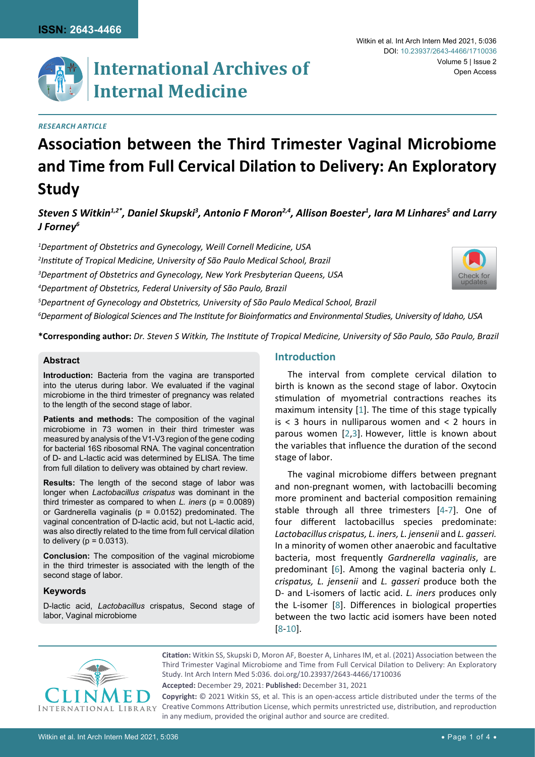ISSN: 2643-4466

# International Archives of Internal Medicine

Witkin et al. Int Arch Intern Med 2021, 5:036

DOI: 10.23937/2643-4466/1710036

Volume 5 | Issue 2

Open Access

*RESEARCH ARTICLE*

# Association between the Third Trimester Vaginal Microbiome and Time from Full Cervical Dilation to Delivery: An Exploratory Study

***Steven S Witkin[1,2*], Daniel Skupski[3], Antonio F Moron[2,4], Allison Boester[1], Iara M Linhares[5] and Larry J Forney[6]***

[1]*Department of Obstetrics and Gynecology, Weill Cornell Medicine, USA*

[2]*Institute of Tropical Medicine, University of São Paulo Medical School, Brazil*

[3]*Department of Obstetrics and Gynecology, New York Presbyterian Queens, USA*

[4]*Department of Obstetrics, Federal University of São Paulo, Brazil*

[5]*Departnent of Gynecology and Obstetrics, University of São Paulo Medical School, Brazil*

[6]*Deparment of Biological Sciences and The Institute for Bioinformatics and Environmental Studies, University of Idaho, USA*

**\*Corresponding author:** *Dr. Steven S Witkin, The Institute of Tropical Medicine, University of São Paulo, São Paulo, Brazil*

## Abstract

**Introduction:** Bacteria from the vagina are transported into the uterus during labor. We evaluated if the vaginal microbiome in the third trimester of pregnancy was related to the length of the second stage of labor.

**Patients and methods:** The composition of the vaginal microbiome in 73 women in their third trimester was measured by analysis of the V1-V3 region of the gene coding for bacterial 16S ribosomal RNA. The vaginal concentration of D- and L-lactic acid was determined by ELISA. The time from full dilation to delivery was obtained by chart review.

**Results:** The length of the second stage of labor was longer when *Lactobacillus crispatus* was dominant in the third trimester as compared to when *L. iners* ($p = 0.0089$) or Gardnerella vaginalis ($p = 0.0152$) predominated. The vaginal concentration of D-lactic acid, but not L-lactic acid, was also directly related to the time from full cervical dilation to delivery ($p = 0.0313$).

**Conclusion:** The composition of the vaginal microbiome in the third trimester is associated with the length of the second stage of labor.

### Keywords

D-lactic acid, *Lactobacillus* crispatus, Second stage of labor, Vaginal microbiome

## Introduction

The interval from complete cervical dilation to birth is known as the second stage of labor. Oxytocin stimulation of myometrial contractions reaches its maximum intensity [1]. The time of this stage typically is < 3 hours in nulliparous women and < 2 hours in parous women [2,3]. However, little is known about the variables that influence the duration of the second stage of labor.

The vaginal microbiome differs between pregnant and non-pregnant women, with lactobacilli becoming more prominent and bacterial composition remaining stable through all three trimesters [4-7]. One of four different lactobacillus species predominate: *Lactobacillus crispatus, L. iners, L. jensenii* and *L. gasseri.* In a minority of women other anaerobic and facultative bacteria, most frequently *Gardnerella vaginalis*, are predominant [6]. Among the vaginal bacteria only *L. crispatus, L. jensenii* and *L. gasseri* produce both the D- and L-isomers of lactic acid. *L. iners* produces only the L-isomer [8]. Differences in biological properties between the two lactic acid isomers have been noted [8-10].

**Citation:** Witkin SS, Skupski D, Moron AF, Boester A, Linhares IM, et al. (2021) Association between the Third Trimester Vaginal Microbiome and Time from Full Cervical Dilation to Delivery: An Exploratory Study. Int Arch Intern Med 5:036. doi.org/10.23937/2643-4466/1710036

**Accepted:** December 29, 2021: **Published:** December 31, 2021

**Copyright:** © 2021 Witkin SS, et al. This is an open-access article distributed under the terms of the Creative Commons Attribution License, which permits unrestricted use, distribution, and reproduction in any medium, provided the original author and source are credited.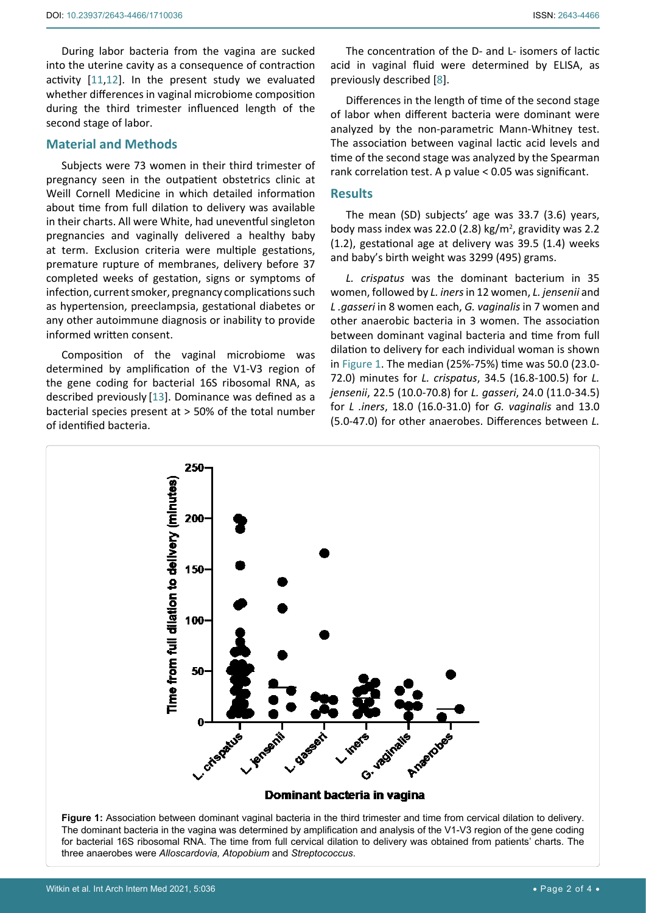During labor bacteria from the vagina are sucked into the uterine cavity as a consequence of contraction activity [11,12]. In the present study we evaluated whether differences in vaginal microbiome composition during the third trimester influenced length of the second stage of labor.

## Material and Methods

Subjects were 73 women in their third trimester of pregnancy seen in the outpatient obstetrics clinic at Weill Cornell Medicine in which detailed information about time from full dilation to delivery was available in their charts. All were White, had uneventful singleton pregnancies and vaginally delivered a healthy baby at term. Exclusion criteria were multiple gestations, premature rupture of membranes, delivery before 37 completed weeks of gestation, signs or symptoms of infection, current smoker, pregnancy complications such as hypertension, preeclampsia, gestational diabetes or any other autoimmune diagnosis or inability to provide informed written consent.

Composition of the vaginal microbiome was determined by amplification of the V1-V3 region of the gene coding for bacterial 16S ribosomal RNA, as described previously [13]. Dominance was defined as a bacterial species present at > 50% of the total number of identified bacteria.

The concentration of the D- and L- isomers of lactic acid in vaginal fluid were determined by ELISA, as previously described [8].

Differences in the length of time of the second stage of labor when different bacteria were dominant were analyzed by the non-parametric Mann-Whitney test. The association between vaginal lactic acid levels and time of the second stage was analyzed by the Spearman rank correlation test. A p value < 0.05 was significant.

## Results

The mean (SD) subjects' age was 33.7 (3.6) years, body mass index was 22.0 (2.8) kg/m$^2$, gravidity was 2.2 (1.2), gestational age at delivery was 39.5 (1.4) weeks and baby's birth weight was 3299 (495) grams.

*L. crispatus* was the dominant bacterium in 35 women, followed by *L. iners* in 12 women, *L. jensenii* and *L .gasseri* in 8 women each, *G. vaginalis* in 7 women and other anaerobic bacteria in 3 women. The association between dominant vaginal bacteria and time from full dilation to delivery for each individual woman is shown in Figure 1. The median (25%-75%) time was 50.0 (23.0-72.0) minutes for *L. crispatus*, 34.5 (16.8-100.5) for *L. jensenii*, 22.5 (10.0-70.8) for *L. gasseri*, 24.0 (11.0-34.5) for *L .iners*, 18.0 (16.0-31.0) for *G. vaginalis* and 13.0 (5.0-47.0) for other anaerobes. Differences between *L.*

**Figure 1:** Association between dominant vaginal bacteria in the third trimester and time from cervical dilation to delivery. The dominant bacteria in the vagina was determined by amplification and analysis of the V1-V3 region of the gene coding for bacterial 16S ribosomal RNA. The time from full cervical dilation to delivery was obtained from patients' charts. The three anaerobes were *Alloscardovia*, *Atopobium* and *Streptococcus*.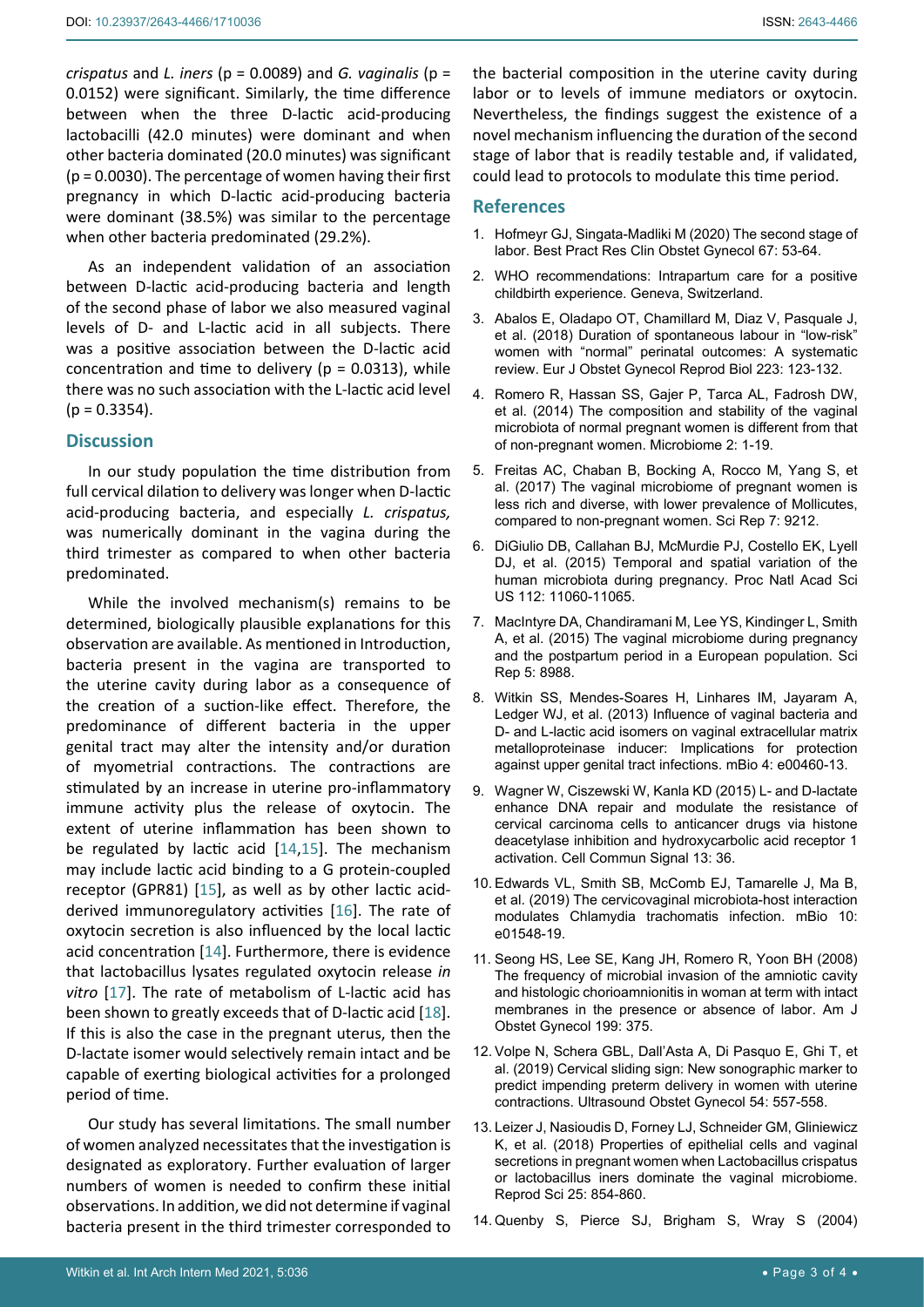*crispatus* and *L. iners* ($p = 0.0089$) and *G. vaginalis* ($p = 0.0152$) were significant. Similarly, the time difference between when the three D-lactic acid-producing lactobacilli (42.0 minutes) were dominant and when other bacteria dominated (20.0 minutes) was significant ($p = 0.0030$). The percentage of women having their first pregnancy in which D-lactic acid-producing bacteria were dominant (38.5%) was similar to the percentage when other bacteria predominated (29.2%).

As an independent validation of an association between D-lactic acid-producing bacteria and length of the second phase of labor we also measured vaginal levels of D- and L-lactic acid in all subjects. There was a positive association between the D-lactic acid concentration and time to delivery ($p = 0.0313$), while there was no such association with the L-lactic acid level ($p = 0.3354$).

## Discussion

In our study population the time distribution from full cervical dilation to delivery was longer when D-lactic acid-producing bacteria, and especially *L. crispatus,* was numerically dominant in the vagina during the third trimester as compared to when other bacteria predominated.

While the involved mechanism(s) remains to be determined, biologically plausible explanations for this observation are available. As mentioned in Introduction, bacteria present in the vagina are transported to the uterine cavity during labor as a consequence of the creation of a suction-like effect. Therefore, the predominance of different bacteria in the upper genital tract may alter the intensity and/or duration of myometrial contractions. The contractions are stimulated by an increase in uterine pro-inflammatory immune activity plus the release of oxytocin. The extent of uterine inflammation has been shown to be regulated by lactic acid [14,15]. The mechanism may include lactic acid binding to a G protein-coupled receptor (GPR81) [15], as well as by other lactic acid-derived immunoregulatory activities [16]. The rate of oxytocin secretion is also influenced by the local lactic acid concentration [14]. Furthermore, there is evidence that lactobacillus lysates regulated oxytocin release *in vitro* [17]. The rate of metabolism of L-lactic acid has been shown to greatly exceeds that of D-lactic acid [18]. If this is also the case in the pregnant uterus, then the D-lactate isomer would selectively remain intact and be capable of exerting biological activities for a prolonged period of time.

Our study has several limitations. The small number of women analyzed necessitates that the investigation is designated as exploratory. Further evaluation of larger numbers of women is needed to confirm these initial observations. In addition, we did not determine if vaginal bacteria present in the third trimester corresponded to the bacterial composition in the uterine cavity during labor or to levels of immune mediators or oxytocin. Nevertheless, the findings suggest the existence of a novel mechanism influencing the duration of the second stage of labor that is readily testable and, if validated, could lead to protocols to modulate this time period.

## References

1. Hofmeyr GJ, Singata-Madliki M (2020) The second stage of labor. Best Pract Res Clin Obstet Gynecol 67: 53-64.
2. WHO recommendations: Intrapartum care for a positive childbirth experience. Geneva, Switzerland.
3. Abalos E, Oladapo OT, Chamillard M, Diaz V, Pasquale J, et al. (2018) Duration of spontaneous labour in "low-risk" women with "normal" perinatal outcomes: A systematic review. Eur J Obstet Gynecol Reprod Biol 223: 123-132.
4. Romero R, Hassan SS, Gajer P, Tarca AL, Fadrosh DW, et al. (2014) The composition and stability of the vaginal microbiota of normal pregnant women is different from that of non-pregnant women. Microbiome 2: 1-19.
5. Freitas AC, Chaban B, Bocking A, Rocco M, Yang S, et al. (2017) The vaginal microbiome of pregnant women is less rich and diverse, with lower prevalence of Mollicutes, compared to non-pregnant women. Sci Rep 7: 9212.
6. DiGiulio DB, Callahan BJ, McMurdie PJ, Costello EK, Lyell DJ, et al. (2015) Temporal and spatial variation of the human microbiota during pregnancy. Proc Natl Acad Sci US 112: 11060-11065.
7. MacIntyre DA, Chandiramani M, Lee YS, Kindinger L, Smith A, et al. (2015) The vaginal microbiome during pregnancy and the postpartum period in a European population. Sci Rep 5: 8988.
8. Witkin SS, Mendes-Soares H, Linhares IM, Jayaram A, Ledger WJ, et al. (2013) Influence of vaginal bacteria and D- and L-lactic acid isomers on vaginal extracellular matrix metalloproteinase inducer: Implications for protection against upper genital tract infections. mBio 4: e00460-13.
9. Wagner W, Ciszewski W, Kanla KD (2015) L- and D-lactate enhance DNA repair and modulate the resistance of cervical carcinoma cells to anticancer drugs via histone deacetylase inhibition and hydroxycarbolic acid receptor 1 activation. Cell Commun Signal 13: 36.
10. Edwards VL, Smith SB, McComb EJ, Tamarelle J, Ma B, et al. (2019) The cervicovaginal microbiota-host interaction modulates Chlamydia trachomatis infection. mBio 10: e01548-19.
11. Seong HS, Lee SE, Kang JH, Romero R, Yoon BH (2008) The frequency of microbial invasion of the amniotic cavity and histologic chorioamnionitis in woman at term with intact membranes in the presence or absence of labor. Am J Obstet Gynecol 199: 375.
12. Volpe N, Schera GBL, Dall'Asta A, Di Pasquo E, Ghi T, et al. (2019) Cervical sliding sign: New sonographic marker to predict impending preterm delivery in women with uterine contractions. Ultrasound Obstet Gynecol 54: 557-558.
13. Leizer J, Nasioudis D, Forney LJ, Schneider GM, Gliniewicz K, et al. (2018) Properties of epithelial cells and vaginal secretions in pregnant women when Lactobacillus crispatus or lactobacillus iners dominate the vaginal microbiome. Reprod Sci 25: 854-860.
14. Quenby S, Pierce SJ, Brigham S, Wray S (2004)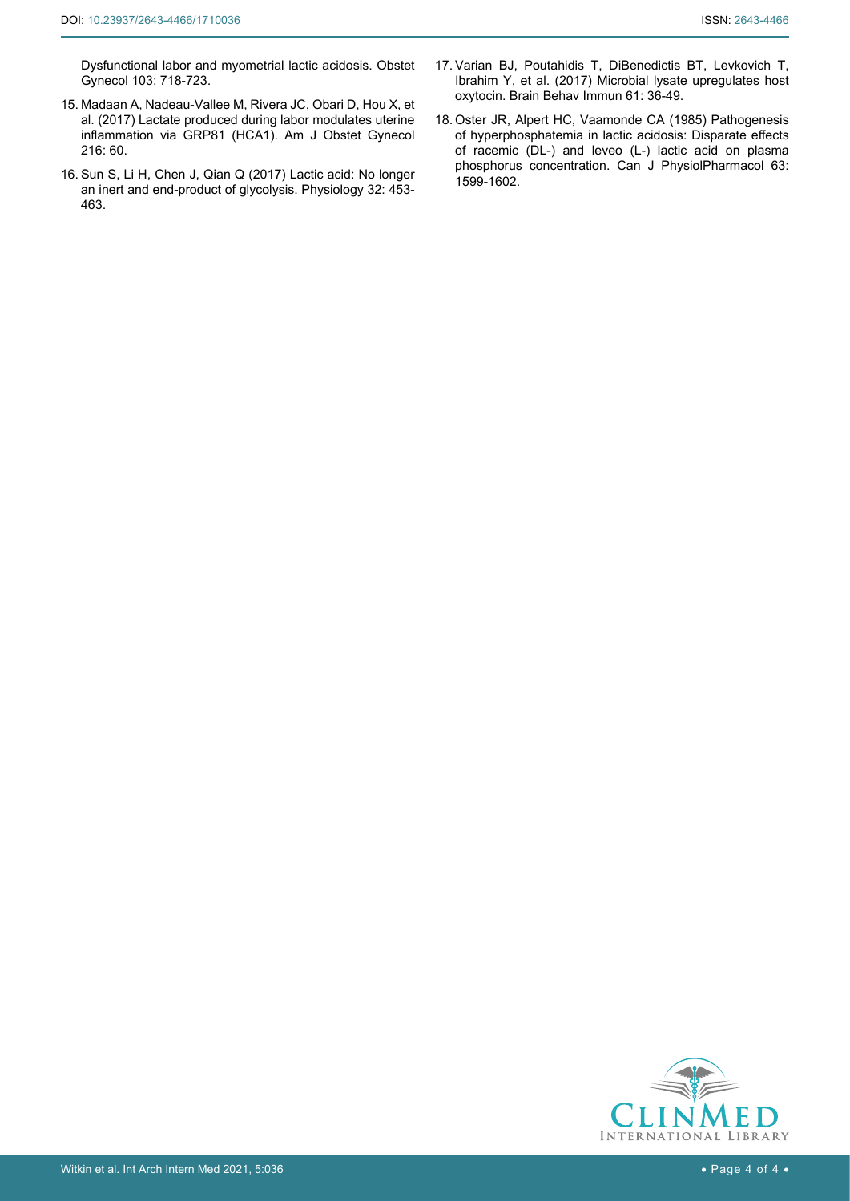Dysfunctional labor and myometrial lactic acidosis. Obstet Gynecol 103: 718-723.

15. Madaan A, Nadeau-Vallee M, Rivera JC, Obari D, Hou X, et al. (2017) Lactate produced during labor modulates uterine inflammation via GRP81 (HCA1). Am J Obstet Gynecol 216: 60.

16. Sun S, Li H, Chen J, Qian Q (2017) Lactic acid: No longer an inert and end-product of glycolysis. Physiology 32: 453-463.

17. Varian BJ, Poutahidis T, DiBenedictis BT, Levkovich T, Ibrahim Y, et al. (2017) Microbial lysate upregulates host oxytocin. Brain Behav Immun 61: 36-49.

18. Oster JR, Alpert HC, Vaamonde CA (1985) Pathogenesis of hyperphosphatemia in lactic acidosis: Disparate effects of racemic (DL-) and leveo (L-) lactic acid on plasma phosphorus concentration. Can J PhysiolPharmacol 63: 1599-1602.